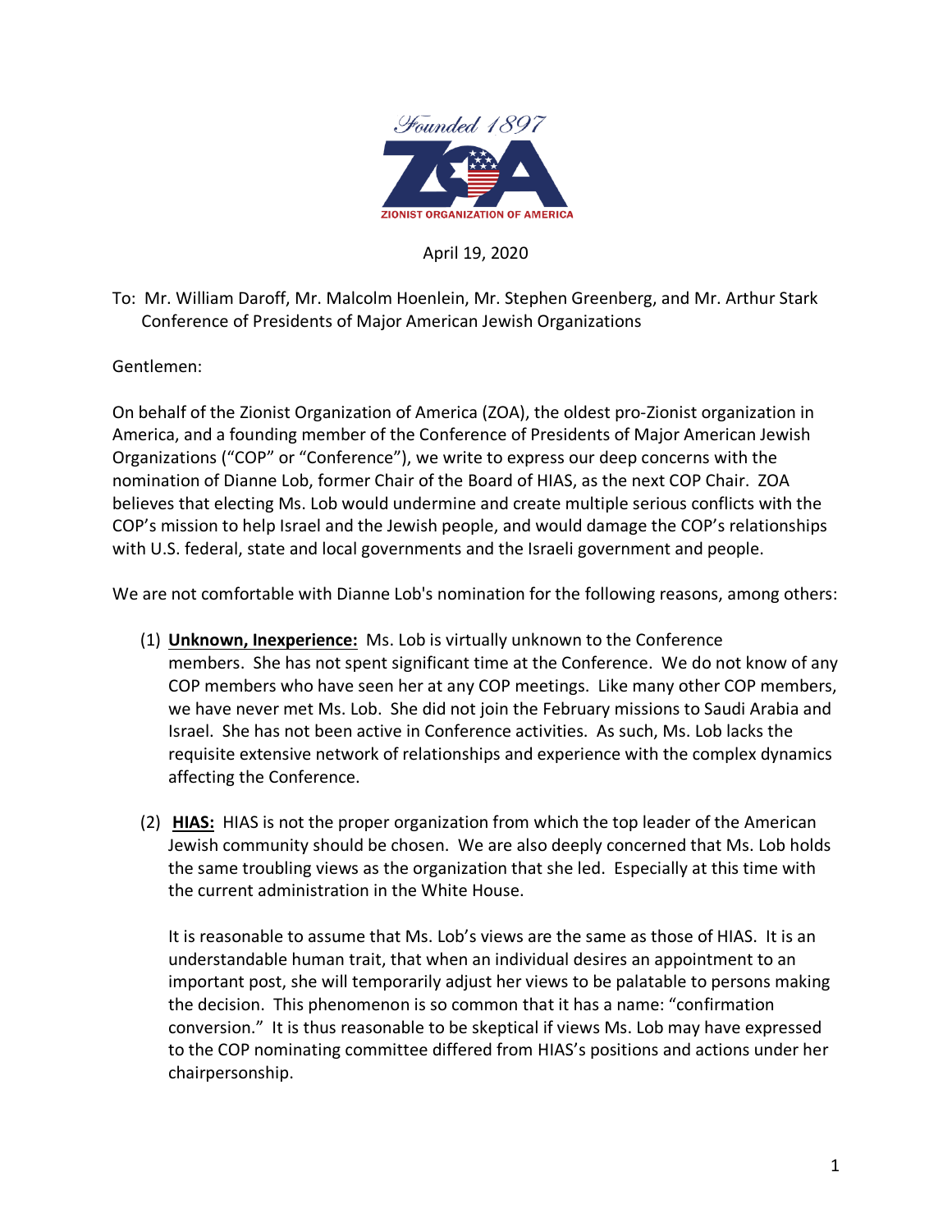Founded 1897

ZOA

ZIONIST ORGANIZATION OF AMERICA

April 19, 2020

To: Mr. William Daroff, Mr. Malcolm Hoenlein, Mr. Stephen Greenberg, and Mr. Arthur Stark
Conference of Presidents of Major American Jewish Organizations

Gentlemen:

On behalf of the Zionist Organization of America (ZOA), the oldest pro-Zionist organization in America, and a founding member of the Conference of Presidents of Major American Jewish Organizations ("COP" or "Conference"), we write to express our deep concerns with the nomination of Dianne Lob, former Chair of the Board of HIAS, as the next COP Chair. ZOA believes that electing Ms. Lob would undermine and create multiple serious conflicts with the COP's mission to help Israel and the Jewish people, and would damage the COP's relationships with U.S. federal, state and local governments and the Israeli government and people.

We are not comfortable with Dianne Lob's nomination for the following reasons, among others:

(1) **<u>Unknown, Inexperience:</u>** Ms. Lob is virtually unknown to the Conference members. She has not spent significant time at the Conference. We do not know of any COP members who have seen her at any COP meetings. Like many other COP members, we have never met Ms. Lob. She did not join the February missions to Saudi Arabia and Israel. She has not been active in Conference activities. As such, Ms. Lob lacks the requisite extensive network of relationships and experience with the complex dynamics affecting the Conference.

(2) **<u>HIAS:</u>** HIAS is not the proper organization from which the top leader of the American Jewish community should be chosen. We are also deeply concerned that Ms. Lob holds the same troubling views as the organization that she led. Especially at this time with the current administration in the White House.

It is reasonable to assume that Ms. Lob's views are the same as those of HIAS. It is an understandable human trait, that when an individual desires an appointment to an important post, she will temporarily adjust her views to be palatable to persons making the decision. This phenomenon is so common that it has a name: "confirmation conversion." It is thus reasonable to be skeptical if views Ms. Lob may have expressed to the COP nominating committee differed from HIAS's positions and actions under her chairpersonship.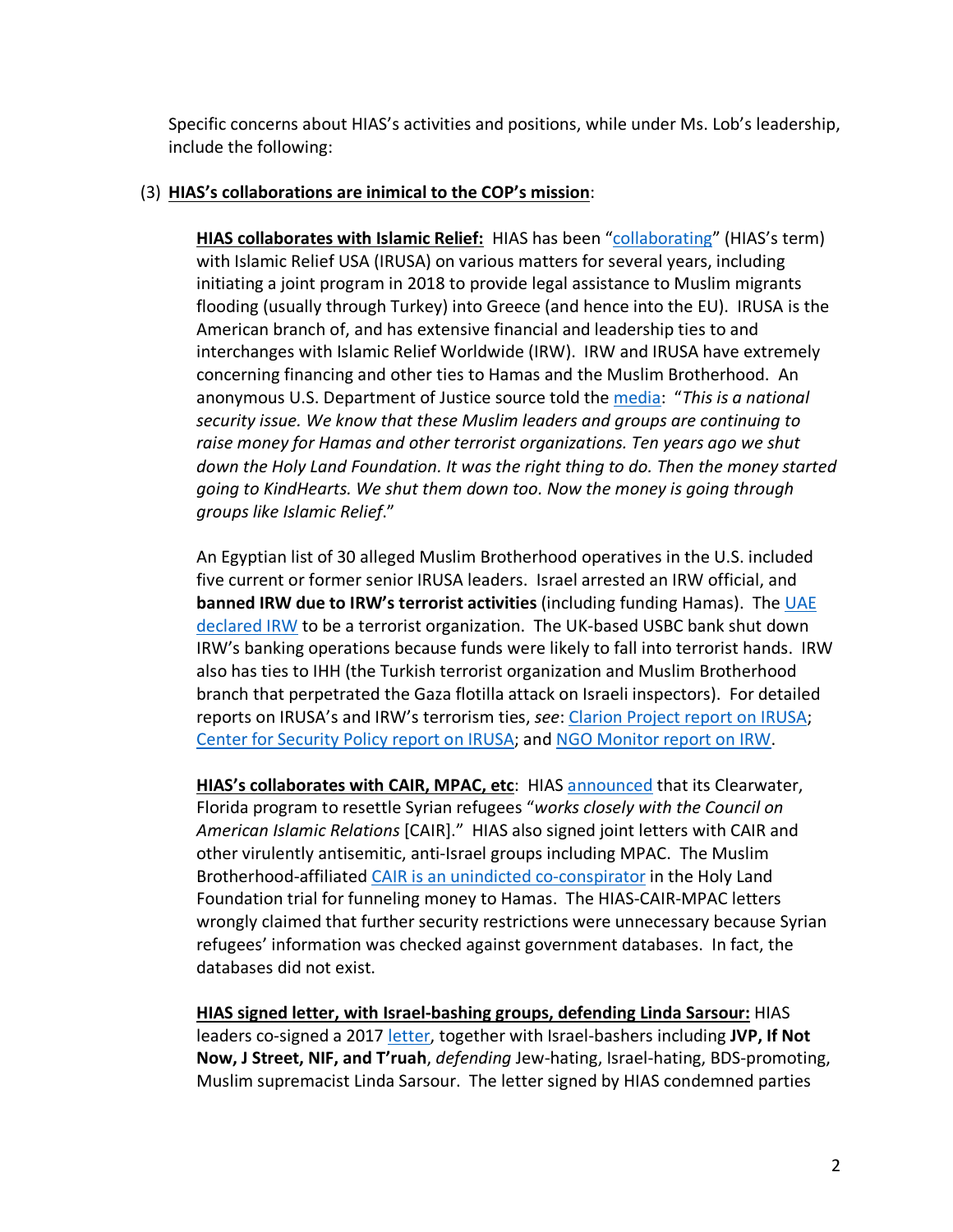Specific concerns about HIAS's activities and positions, while under Ms. Lob's leadership, include the following:

(3) **HIAS's collaborations are inimical to the COP's mission**:

**HIAS collaborates with Islamic Relief:** HIAS has been "collaborating" (HIAS's term) with Islamic Relief USA (IRUSA) on various matters for several years, including initiating a joint program in 2018 to provide legal assistance to Muslim migrants flooding (usually through Turkey) into Greece (and hence into the EU). IRUSA is the American branch of, and has extensive financial and leadership ties to and interchanges with Islamic Relief Worldwide (IRW). IRW and IRUSA have extremely concerning financing and other ties to Hamas and the Muslim Brotherhood. An anonymous U.S. Department of Justice source told the media: "*This is a national security issue. We know that these Muslim leaders and groups are continuing to raise money for Hamas and other terrorist organizations. Ten years ago we shut down the Holy Land Foundation. It was the right thing to do. Then the money started going to KindHearts. We shut them down too. Now the money is going through groups like Islamic Relief*."

An Egyptian list of 30 alleged Muslim Brotherhood operatives in the U.S. included five current or former senior IRUSA leaders. Israel arrested an IRW official, and **banned IRW due to IRW's terrorist activities** (including funding Hamas). The UAE declared IRW to be a terrorist organization. The UK-based USBC bank shut down IRW's banking operations because funds were likely to fall into terrorist hands. IRW also has ties to IHH (the Turkish terrorist organization and Muslim Brotherhood branch that perpetrated the Gaza flotilla attack on Israeli inspectors). For detailed reports on IRUSA's and IRW's terrorism ties, *see*: Clarion Project report on IRUSA; Center for Security Policy report on IRUSA; and NGO Monitor report on IRW.

**HIAS's collaborates with CAIR, MPAC, etc**: HIAS announced that its Clearwater, Florida program to resettle Syrian refugees "*works closely with the Council on American Islamic Relations* [CAIR]." HIAS also signed joint letters with CAIR and other virulently antisemitic, anti-Israel groups including MPAC. The Muslim Brotherhood-affiliated CAIR is an unindicted co-conspirator in the Holy Land Foundation trial for funneling money to Hamas. The HIAS-CAIR-MPAC letters wrongly claimed that further security restrictions were unnecessary because Syrian refugees' information was checked against government databases. In fact, the databases did not exist.

**HIAS signed letter, with Israel-bashing groups, defending Linda Sarsour:** HIAS leaders co-signed a 2017 letter, together with Israel-bashers including **JVP, If Not Now, J Street, NIF, and T'ruah**, *defending* Jew-hating, Israel-hating, BDS-promoting, Muslim supremacist Linda Sarsour. The letter signed by HIAS condemned parties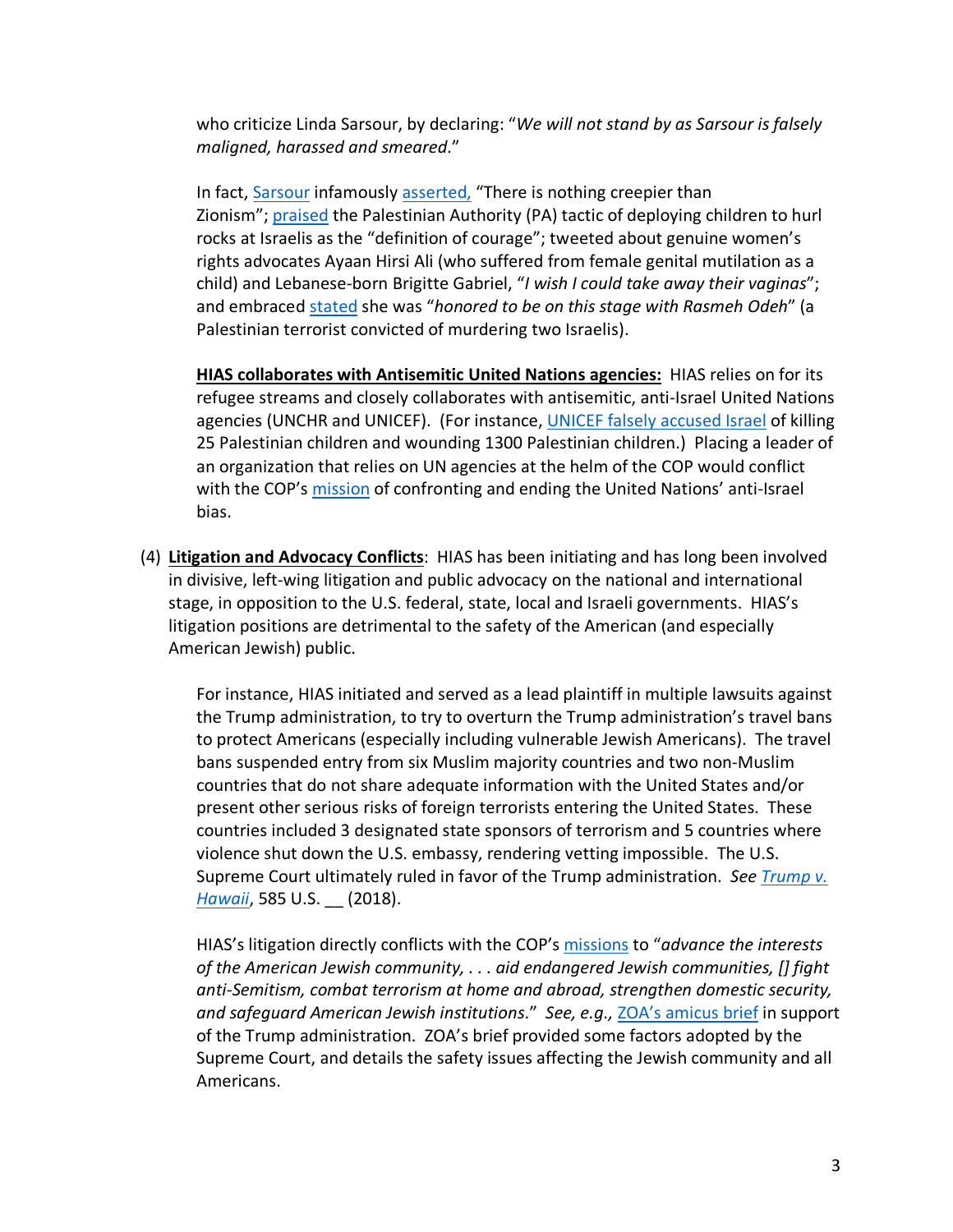who criticize Linda Sarsour, by declaring: "*We will not stand by as Sarsour is falsely maligned, harassed and smeared*."

In fact, Sarsour infamously asserted, "There is nothing creepier than Zionism"; praised the Palestinian Authority (PA) tactic of deploying children to hurl rocks at Israelis as the "definition of courage"; tweeted about genuine women's rights advocates Ayaan Hirsi Ali (who suffered from female genital mutilation as a child) and Lebanese-born Brigitte Gabriel, "*I wish I could take away their vaginas*"; and embraced stated she was "*honored to be on this stage with Rasmeh Odeh*" (a Palestinian terrorist convicted of murdering two Israelis).

**HIAS collaborates with Antisemitic United Nations agencies:** HIAS relies on for its refugee streams and closely collaborates with antisemitic, anti-Israel United Nations agencies (UNCHR and UNICEF). (For instance, UNICEF falsely accused Israel of killing 25 Palestinian children and wounding 1300 Palestinian children.) Placing a leader of an organization that relies on UN agencies at the helm of the COP would conflict with the COP's mission of confronting and ending the United Nations' anti-Israel bias.

(4) **Litigation and Advocacy Conflicts**: HIAS has been initiating and has long been involved in divisive, left-wing litigation and public advocacy on the national and international stage, in opposition to the U.S. federal, state, local and Israeli governments. HIAS's litigation positions are detrimental to the safety of the American (and especially American Jewish) public.

For instance, HIAS initiated and served as a lead plaintiff in multiple lawsuits against the Trump administration, to try to overturn the Trump administration's travel bans to protect Americans (especially including vulnerable Jewish Americans). The travel bans suspended entry from six Muslim majority countries and two non-Muslim countries that do not share adequate information with the United States and/or present other serious risks of foreign terrorists entering the United States. These countries included 3 designated state sponsors of terrorism and 5 countries where violence shut down the U.S. embassy, rendering vetting impossible. The U.S. Supreme Court ultimately ruled in favor of the Trump administration. *See Trump v. Hawaii*, 585 U.S. __ (2018).

HIAS's litigation directly conflicts with the COP's missions to "*advance the interests of the American Jewish community, . . . aid endangered Jewish communities, [] fight anti-Semitism, combat terrorism at home and abroad, strengthen domestic security, and safeguard American Jewish institutions*." *See, e.g.*, ZOA's amicus brief in support of the Trump administration. ZOA's brief provided some factors adopted by the Supreme Court, and details the safety issues affecting the Jewish community and all Americans.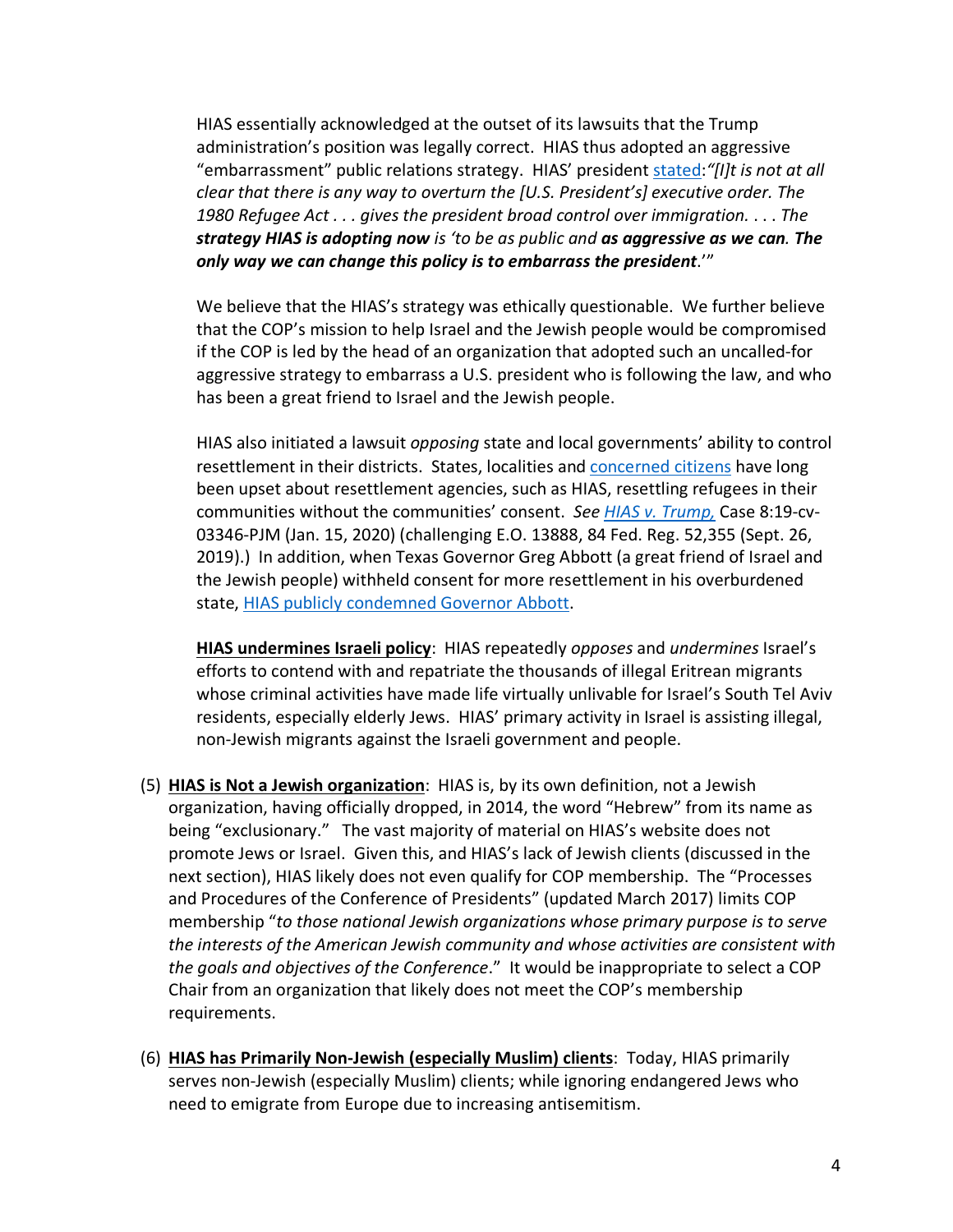HIAS essentially acknowledged at the outset of its lawsuits that the Trump administration's position was legally correct. HIAS thus adopted an aggressive "embarrassment" public relations strategy. HIAS' president [stated](): *"[I]t is not at all clear that there is any way to overturn the [U.S. President's] executive order. The 1980 Refugee Act . . . gives the president broad control over immigration. . . . The* ***strategy HIAS is adopting now*** *is 'to be as public and* ***as aggressive as we can. The only way we can change this policy is to embarrass the president****.'"*

We believe that the HIAS's strategy was ethically questionable. We further believe that the COP's mission to help Israel and the Jewish people would be compromised if the COP is led by the head of an organization that adopted such an uncalled-for aggressive strategy to embarrass a U.S. president who is following the law, and who has been a great friend to Israel and the Jewish people.

HIAS also initiated a lawsuit *opposing* state and local governments' ability to control resettlement in their districts. States, localities and [concerned citizens]() have long been upset about resettlement agencies, such as HIAS, resettling refugees in their communities without the communities' consent. *See [HIAS v. Trump,]()* Case 8:19-cv-03346-PJM (Jan. 15, 2020) (challenging E.O. 13888, 84 Fed. Reg. 52,355 (Sept. 26, 2019).) In addition, when Texas Governor Greg Abbott (a great friend of Israel and the Jewish people) withheld consent for more resettlement in his overburdened state, [HIAS publicly condemned Governor Abbott]().

**HIAS undermines Israeli policy**: HIAS repeatedly *opposes* and *undermines* Israel's efforts to contend with and repatriate the thousands of illegal Eritrean migrants whose criminal activities have made life virtually unlivable for Israel's South Tel Aviv residents, especially elderly Jews. HIAS' primary activity in Israel is assisting illegal, non-Jewish migrants against the Israeli government and people.

(5) **HIAS is Not a Jewish organization**: HIAS is, by its own definition, not a Jewish organization, having officially dropped, in 2014, the word "Hebrew" from its name as being "exclusionary." The vast majority of material on HIAS's website does not promote Jews or Israel. Given this, and HIAS's lack of Jewish clients (discussed in the next section), HIAS likely does not even qualify for COP membership. The "Processes and Procedures of the Conference of Presidents" (updated March 2017) limits COP membership "*to those national Jewish organizations whose primary purpose is to serve the interests of the American Jewish community and whose activities are consistent with the goals and objectives of the Conference*." It would be inappropriate to select a COP Chair from an organization that likely does not meet the COP's membership requirements.

(6) **HIAS has Primarily Non-Jewish (especially Muslim) clients**: Today, HIAS primarily serves non-Jewish (especially Muslim) clients; while ignoring endangered Jews who need to emigrate from Europe due to increasing antisemitism.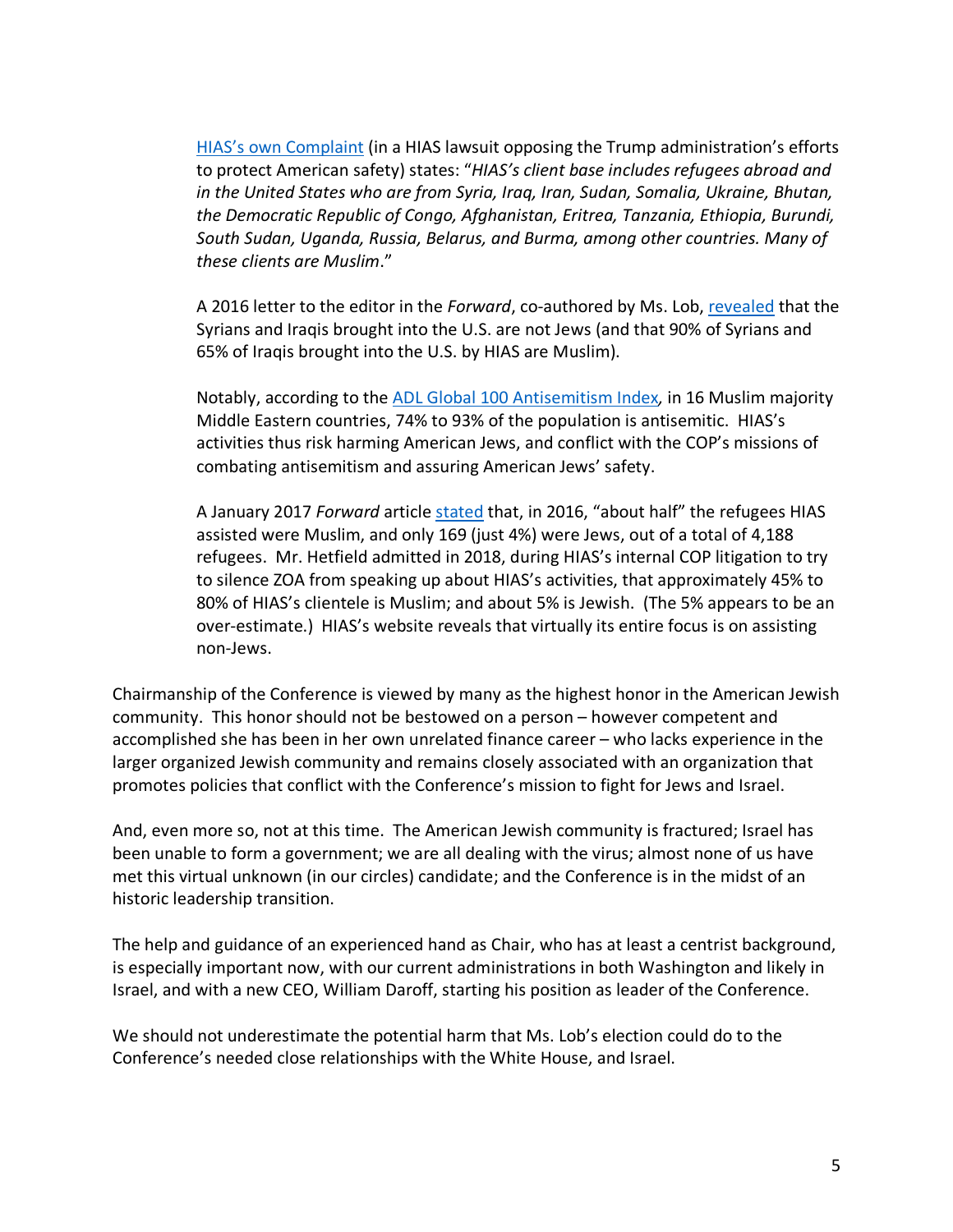HIAS's own Complaint (in a HIAS lawsuit opposing the Trump administration's efforts to protect American safety) states: "*HIAS's client base includes refugees abroad and in the United States who are from Syria, Iraq, Iran, Sudan, Somalia, Ukraine, Bhutan, the Democratic Republic of Congo, Afghanistan, Eritrea, Tanzania, Ethiopia, Burundi, South Sudan, Uganda, Russia, Belarus, and Burma, among other countries. Many of these clients are Muslim*."

A 2016 letter to the editor in the *Forward*, co-authored by Ms. Lob, revealed that the Syrians and Iraqis brought into the U.S. are not Jews (and that 90% of Syrians and 65% of Iraqis brought into the U.S. by HIAS are Muslim).

Notably, according to the ADL Global 100 Antisemitism Index*,* in 16 Muslim majority Middle Eastern countries, 74% to 93% of the population is antisemitic. HIAS's activities thus risk harming American Jews, and conflict with the COP's missions of combating antisemitism and assuring American Jews' safety.

A January 2017 *Forward* article stated that, in 2016, "about half" the refugees HIAS assisted were Muslim, and only 169 (just 4%) were Jews, out of a total of 4,188 refugees. Mr. Hetfield admitted in 2018, during HIAS's internal COP litigation to try to silence ZOA from speaking up about HIAS's activities, that approximately 45% to 80% of HIAS's clientele is Muslim; and about 5% is Jewish. (The 5% appears to be an over-estimate.) HIAS's website reveals that virtually its entire focus is on assisting non-Jews.

Chairmanship of the Conference is viewed by many as the highest honor in the American Jewish community. This honor should not be bestowed on a person – however competent and accomplished she has been in her own unrelated finance career – who lacks experience in the larger organized Jewish community and remains closely associated with an organization that promotes policies that conflict with the Conference's mission to fight for Jews and Israel.

And, even more so, not at this time. The American Jewish community is fractured; Israel has been unable to form a government; we are all dealing with the virus; almost none of us have met this virtual unknown (in our circles) candidate; and the Conference is in the midst of an historic leadership transition.

The help and guidance of an experienced hand as Chair, who has at least a centrist background, is especially important now, with our current administrations in both Washington and likely in Israel, and with a new CEO, William Daroff, starting his position as leader of the Conference.

We should not underestimate the potential harm that Ms. Lob's election could do to the Conference's needed close relationships with the White House, and Israel.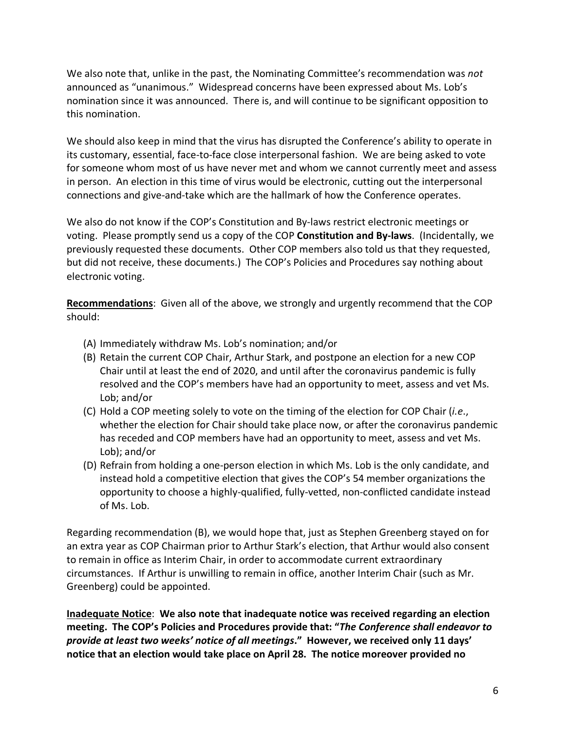We also note that, unlike in the past, the Nominating Committee's recommendation was *not* announced as "unanimous." Widespread concerns have been expressed about Ms. Lob's nomination since it was announced. There is, and will continue to be significant opposition to this nomination.

We should also keep in mind that the virus has disrupted the Conference's ability to operate in its customary, essential, face-to-face close interpersonal fashion. We are being asked to vote for someone whom most of us have never met and whom we cannot currently meet and assess in person. An election in this time of virus would be electronic, cutting out the interpersonal connections and give-and-take which are the hallmark of how the Conference operates.

We also do not know if the COP's Constitution and By-laws restrict electronic meetings or voting. Please promptly send us a copy of the COP **Constitution and By-laws**. (Incidentally, we previously requested these documents. Other COP members also told us that they requested, but did not receive, these documents.) The COP's Policies and Procedures say nothing about electronic voting.

**Recommendations**: Given all of the above, we strongly and urgently recommend that the COP should:

(A) Immediately withdraw Ms. Lob's nomination; and/or

(B) Retain the current COP Chair, Arthur Stark, and postpone an election for a new COP Chair until at least the end of 2020, and until after the coronavirus pandemic is fully resolved and the COP's members have had an opportunity to meet, assess and vet Ms. Lob; and/or

(C) Hold a COP meeting solely to vote on the timing of the election for COP Chair (*i.e.*, whether the election for Chair should take place now, or after the coronavirus pandemic has receded and COP members have had an opportunity to meet, assess and vet Ms. Lob); and/or

(D) Refrain from holding a one-person election in which Ms. Lob is the only candidate, and instead hold a competitive election that gives the COP's 54 member organizations the opportunity to choose a highly-qualified, fully-vetted, non-conflicted candidate instead of Ms. Lob.

Regarding recommendation (B), we would hope that, just as Stephen Greenberg stayed on for an extra year as COP Chairman prior to Arthur Stark's election, that Arthur would also consent to remain in office as Interim Chair, in order to accommodate current extraordinary circumstances. If Arthur is unwilling to remain in office, another Interim Chair (such as Mr. Greenberg) could be appointed.

**Inadequate Notice**: **We also note that inadequate notice was received regarding an election meeting. The COP's Policies and Procedures provide that: "*The Conference shall endeavor to provide at least two weeks' notice of all meetings*." However, we received only 11 days' notice that an election would take place on April 28. The notice moreover provided no**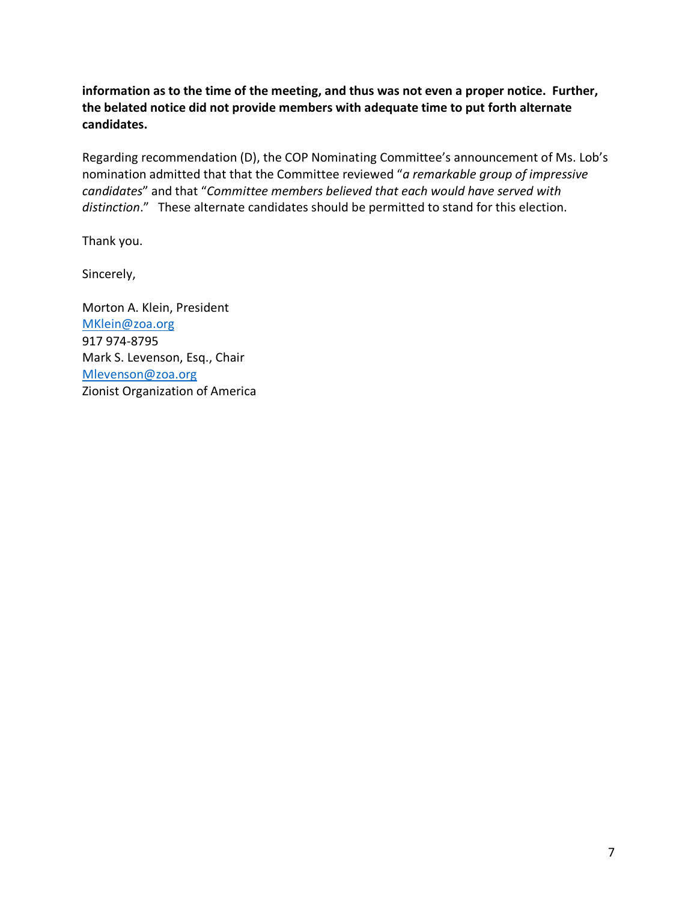**information as to the time of the meeting, and thus was not even a proper notice. Further, the belated notice did not provide members with adequate time to put forth alternate candidates.**

Regarding recommendation (D), the COP Nominating Committee's announcement of Ms. Lob's nomination admitted that that the Committee reviewed "*a remarkable group of impressive candidates*" and that "*Committee members believed that each would have served with distinction*." These alternate candidates should be permitted to stand for this election.

Thank you.

Sincerely,

Morton A. Klein, President
MKlein@zoa.org
917 974-8795
Mark S. Levenson, Esq., Chair
Mlevenson@zoa.org
Zionist Organization of America